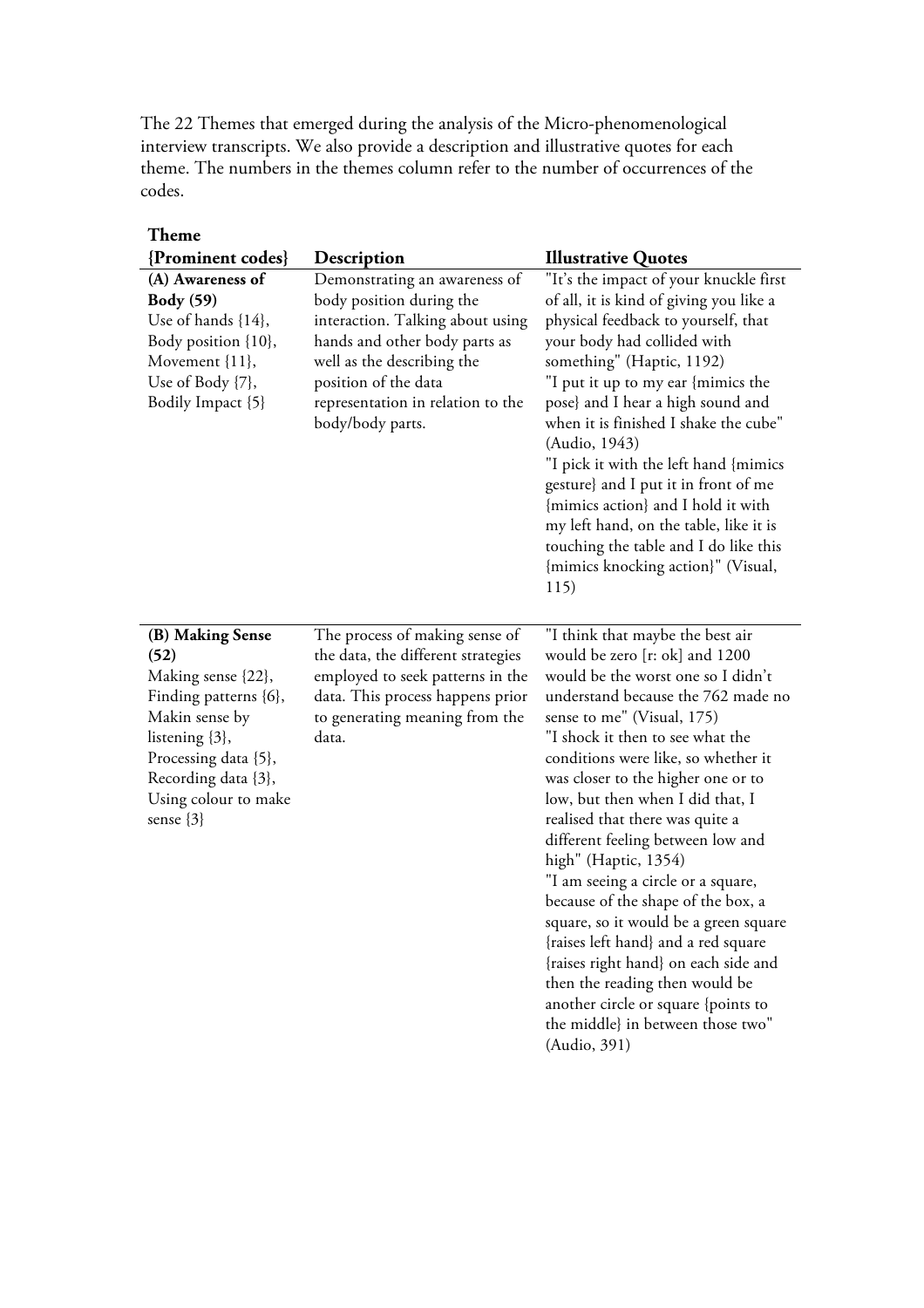The 22 Themes that emerged during the analysis of the Micro-phenomenological interview transcripts. We also provide a description and illustrative quotes for each theme. The numbers in the themes column refer to the number of occurrences of the codes.

| Theme {Prominent codes} | Description | Illustrative Quotes |
|---|---|---|
| **(A) Awareness of Body (59)**<br>Use of hands {14},<br>Body position {10},<br>Movement {11},<br>Use of Body {7},<br>Bodily Impact {5} | Demonstrating an awareness of body position during the interaction. Talking about using hands and other body parts as well as the describing the position of the data representation in relation to the body/body parts. | "It's the impact of your knuckle first of all, it is kind of giving you like a physical feedback to yourself, that your body had collided with something" (Haptic, 1192)<br>"I put it up to my ear {mimics the pose} and I hear a high sound and when it is finished I shake the cube" (Audio, 1943)<br>"I pick it with the left hand {mimics gesture} and I put it in front of me {mimics action} and I hold it with my left hand, on the table, like it is touching the table and I do like this {mimics knocking action}" (Visual, 115) |
| **(B) Making Sense (52)**<br>Making sense {22},<br>Finding patterns {6},<br>Makin sense by listening {3},<br>Processing data {5},<br>Recording data {3},<br>Using colour to make sense {3} | The process of making sense of the data, the different strategies employed to seek patterns in the data. This process happens prior to generating meaning from the data. | "I think that maybe the best air would be zero [r: ok] and 1200 would be the worst one so I didn't understand because the 762 made no sense to me" (Visual, 175)<br>"I shock it then to see what the conditions were like, so whether it was closer to the higher one or to low, but then when I did that, I realised that there was quite a different feeling between low and high" (Haptic, 1354)<br>"I am seeing a circle or a square, because of the shape of the box, a square, so it would be a green square {raises left hand} and a red square {raises right hand} on each side and then the reading then would be another circle or square {points to the middle} in between those two" (Audio, 391) |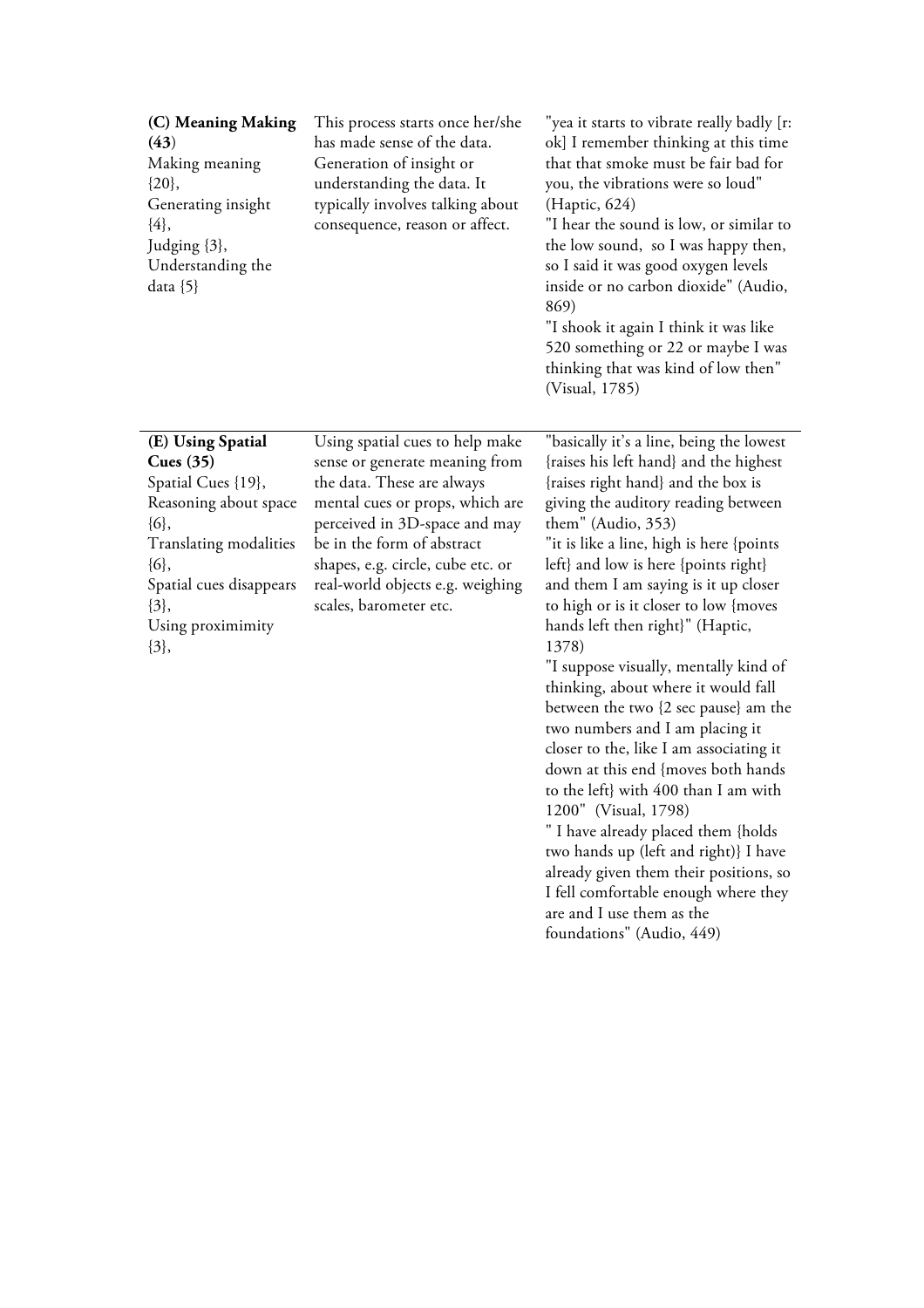| | | |
|---|---|---|
| **(C) Meaning Making (43)**<br>Making meaning {20},<br>Generating insight {4},<br>Judging {3},<br>Understanding the data {5} | This process starts once her/she has made sense of the data. Generation of insight or understanding the data. It typically involves talking about consequence, reason or affect. | "yea it starts to vibrate really badly [r: ok] I remember thinking at this time that that smoke must be fair bad for you, the vibrations were so loud" (Haptic, 624)<br>"I hear the sound is low, or similar to the low sound, so I was happy then, so I said it was good oxygen levels inside or no carbon dioxide" (Audio, 869)<br>"I shook it again I think it was like 520 something or 22 or maybe I was thinking that was kind of low then" (Visual, 1785) |
| **(E) Using Spatial Cues (35)**<br>Spatial Cues {19},<br>Reasoning about space {6},<br>Translating modalities {6},<br>Spatial cues disappears {3},<br>Using proximimity {3}, | Using spatial cues to help make sense or generate meaning from the data. These are always mental cues or props, which are perceived in 3D-space and may be in the form of abstract shapes, e.g. circle, cube etc. or real-world objects e.g. weighing scales, barometer etc. | "basically it's a line, being the lowest {raises his left hand} and the highest {raises right hand} and the box is giving the auditory reading between them" (Audio, 353)<br>"it is like a line, high is here {points left} and low is here {points right} and them I am saying is it up closer to high or is it closer to low {moves hands left then right}" (Haptic, 1378)<br>"I suppose visually, mentally kind of thinking, about where it would fall between the two {2 sec pause} am the two numbers and I am placing it closer to the, like I am associating it down at this end {moves both hands to the left} with 400 than I am with 1200" (Visual, 1798)<br>" I have already placed them {holds two hands up (left and right)} I have already given them their positions, so I fell comfortable enough where they are and I use them as the foundations" (Audio, 449) |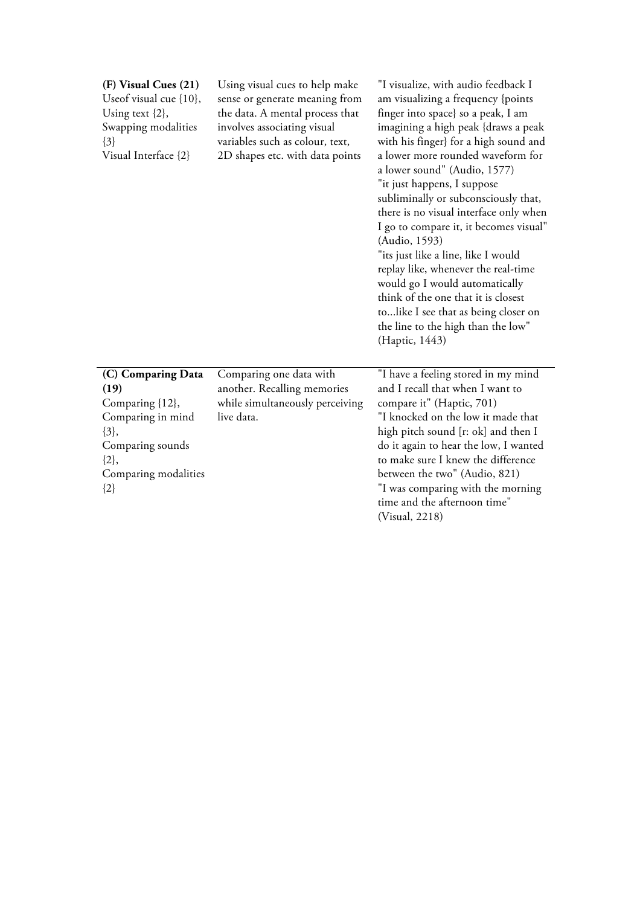| | | |
|---|---|---|
| **(F) Visual Cues (21)**<br>Useof visual cue {10},<br>Using text {2},<br>Swapping modalities {3}<br>Visual Interface {2} | Using visual cues to help make sense or generate meaning from the data. A mental process that involves associating visual variables such as colour, text, 2D shapes etc. with data points | "I visualize, with audio feedback I am visualizing a frequency {points finger into space} so a peak, I am imagining a high peak {draws a peak with his finger} for a high sound and a lower more rounded waveform for a lower sound" (Audio, 1577)<br>"it just happens, I suppose subliminally or subconsciously that, there is no visual interface only when I go to compare it, it becomes visual" (Audio, 1593)<br>"its just like a line, like I would replay like, whenever the real-time would go I would automatically think of the one that it is closest to...like I see that as being closer on the line to the high than the low" (Haptic, 1443) |
| **(C) Comparing Data (19)**<br>Comparing {12},<br>Comparing in mind {3},<br>Comparing sounds {2},<br>Comparing modalities {2} | Comparing one data with another. Recalling memories while simultaneously perceiving live data. | "I have a feeling stored in my mind and I recall that when I want to compare it" (Haptic, 701)<br>"I knocked on the low it made that high pitch sound [r: ok] and then I do it again to hear the low, I wanted to make sure I knew the difference between the two" (Audio, 821)<br>"I was comparing with the morning time and the afternoon time" (Visual, 2218) |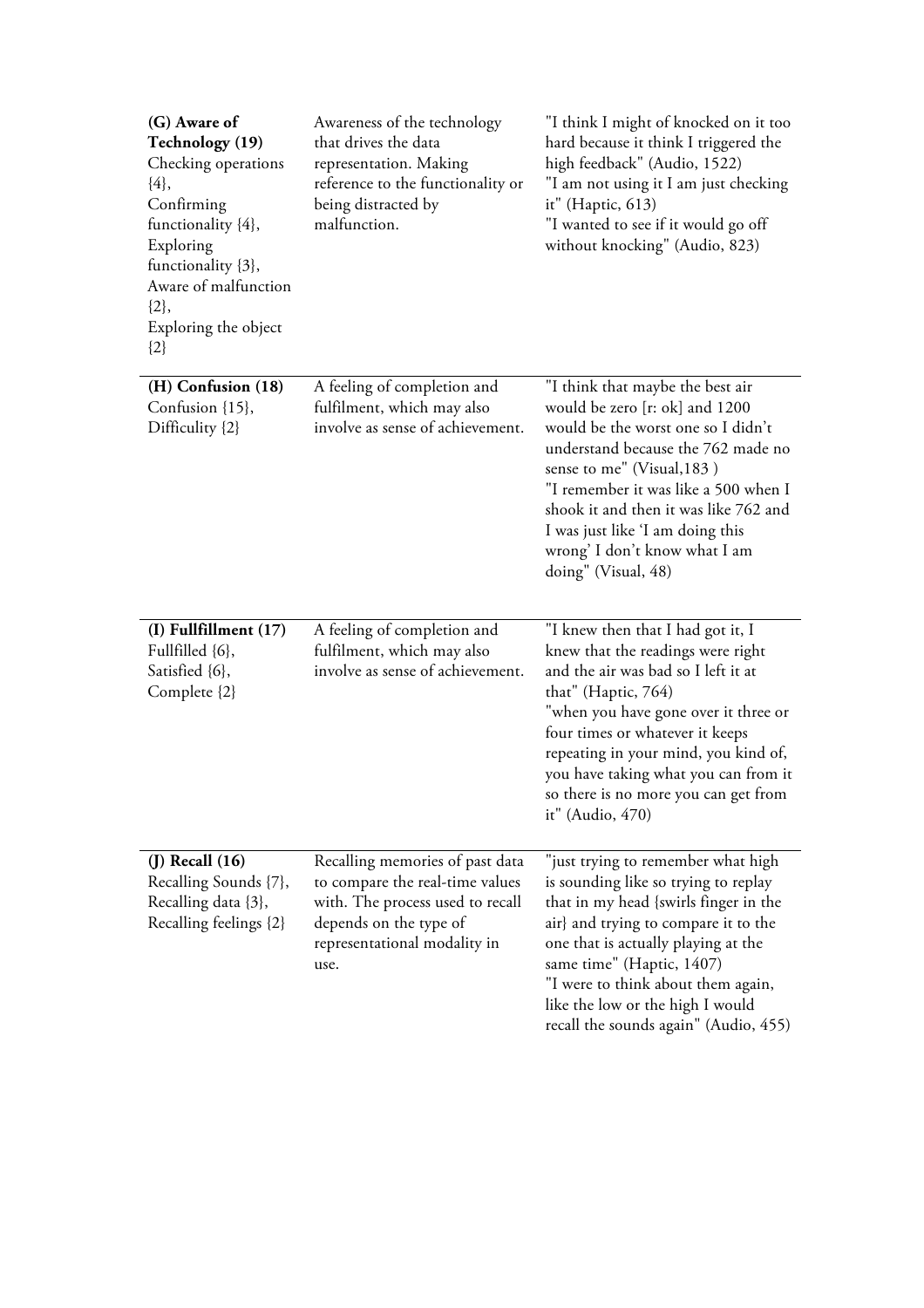| | | |
|---|---|---|
| **(G) Aware of Technology (19)**<br>Checking operations {4},<br>Confirming functionality {4},<br>Exploring functionality {3},<br>Aware of malfunction {2},<br>Exploring the object {2} | Awareness of the technology that drives the data representation. Making reference to the functionality or being distracted by malfunction. | "I think I might of knocked on it too hard because it think I triggered the high feedback" (Audio, 1522)<br>"I am not using it I am just checking it" (Haptic, 613)<br>"I wanted to see if it would go off without knocking" (Audio, 823) |
| **(H) Confusion (18)**<br>Confusion {15},<br>Difficulty {2} | A feeling of completion and fulfilment, which may also involve as sense of achievement. | "I think that maybe the best air would be zero [r: ok] and 1200 would be the worst one so I didn't understand because the 762 made no sense to me" (Visual,183 )<br>"I remember it was like a 500 when I shook it and then it was like 762 and I was just like 'I am doing this wrong' I don't know what I am doing" (Visual, 48) |
| **(I) Fullfillment (17)**<br>Fullfilled {6},<br>Satisfied {6},<br>Complete {2} | A feeling of completion and fulfilment, which may also involve as sense of achievement. | "I knew then that I had got it, I knew that the readings were right and the air was bad so I left it at that" (Haptic, 764)<br>"when you have gone over it three or four times or whatever it keeps repeating in your mind, you kind of, you have taking what you can from it so there is no more you can get from it" (Audio, 470) |
| **(J) Recall (16)**<br>Recalling Sounds {7},<br>Recalling data {3},<br>Recalling feelings {2} | Recalling memories of past data to compare the real-time values with. The process used to recall depends on the type of representational modality in use. | "just trying to remember what high is sounding like so trying to replay that in my head {swirls finger in the air} and trying to compare it to the one that is actually playing at the same time" (Haptic, 1407)<br>"I were to think about them again, like the low or the high I would recall the sounds again" (Audio, 455) |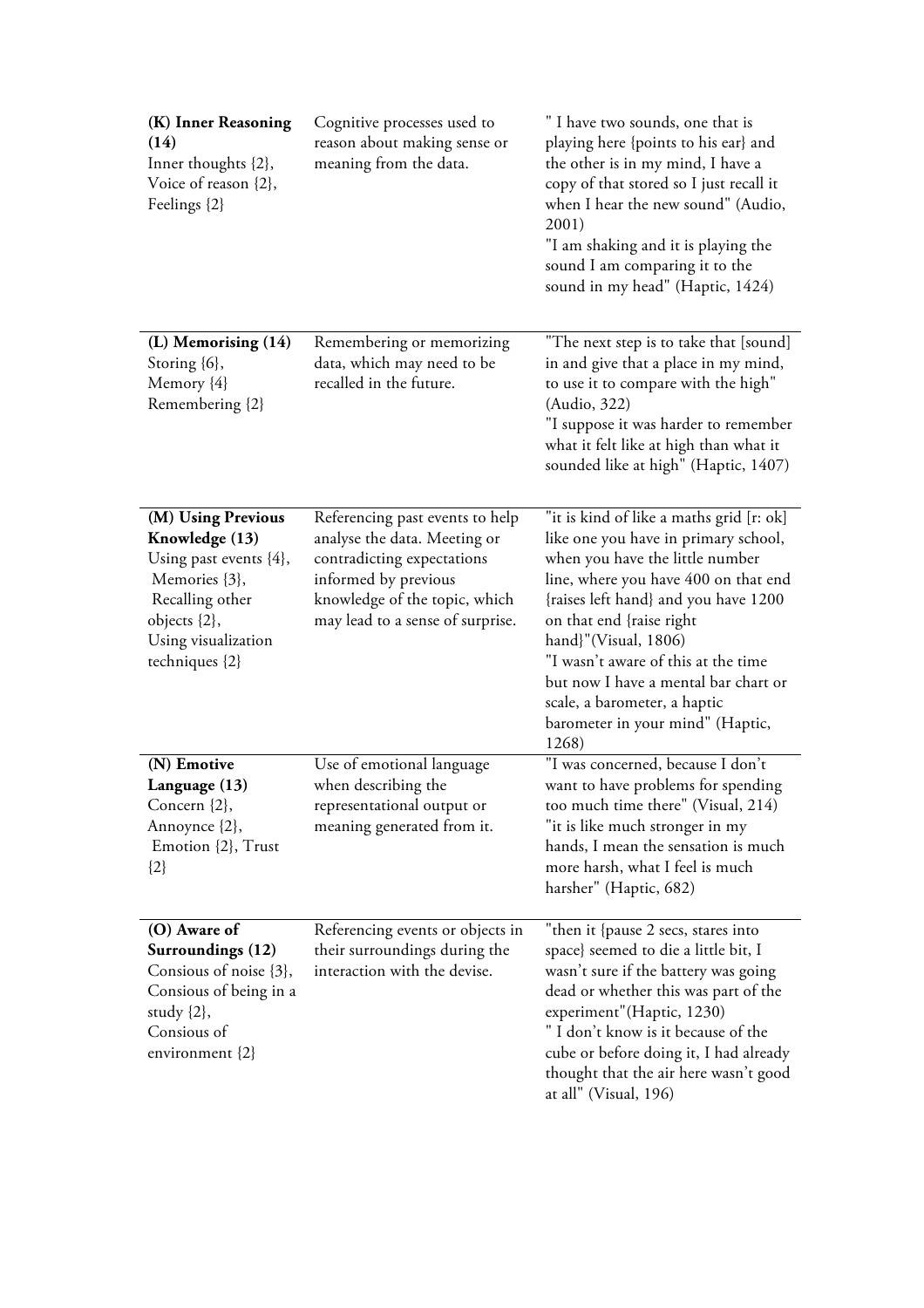| | | |
|---|---|---|
| **(K) Inner Reasoning (14)**<br>Inner thoughts {2},<br>Voice of reason {2},<br>Feelings {2} | Cognitive processes used to reason about making sense or meaning from the data. | " I have two sounds, one that is playing here {points to his ear} and the other is in my mind, I have a copy of that stored so I just recall it when I hear the new sound" (Audio, 2001)<br>"I am shaking and it is playing the sound I am comparing it to the sound in my head" (Haptic, 1424) |
| **(L) Memorising (14)**<br>Storing {6},<br>Memory {4}<br>Remembering {2} | Remembering or memorizing data, which may need to be recalled in the future. | "The next step is to take that [sound] in and give that a place in my mind, to use it to compare with the high" (Audio, 322)<br>"I suppose it was harder to remember what it felt like at high than what it sounded like at high" (Haptic, 1407) |
| **(M) Using Previous Knowledge (13)**<br>Using past events {4},<br>Memories {3},<br>Recalling other objects {2},<br>Using visualization techniques {2} | Referencing past events to help analyse the data. Meeting or contradicting expectations informed by previous knowledge of the topic, which may lead to a sense of surprise. | "it is kind of like a maths grid [r: ok] like one you have in primary school, when you have the little number line, where you have 400 on that end {raises left hand} and you have 1200 on that end {raise right hand}"(Visual, 1806)<br>"I wasn't aware of this at the time but now I have a mental bar chart or scale, a barometer, a haptic barometer in your mind" (Haptic, 1268) |
| **(N) Emotive Language (13)**<br>Concern {2},<br>Annoynce {2},<br>Emotion {2}, Trust {2} | Use of emotional language when describing the representational output or meaning generated from it. | "I was concerned, because I don't want to have problems for spending too much time there" (Visual, 214)<br>"it is like much stronger in my hands, I mean the sensation is much more harsh, what I feel is much harsher" (Haptic, 682) |
| **(O) Aware of Surroundings (12)**<br>Consious of noise {3},<br>Consious of being in a study {2},<br>Consious of environment {2} | Referencing events or objects in their surroundings during the interaction with the devise. | "then it {pause 2 secs, stares into space} seemed to die a little bit, I wasn't sure if the battery was going dead or whether this was part of the experiment"(Haptic, 1230)<br>" I don't know is it because of the cube or before doing it, I had already thought that the air here wasn't good at all" (Visual, 196) |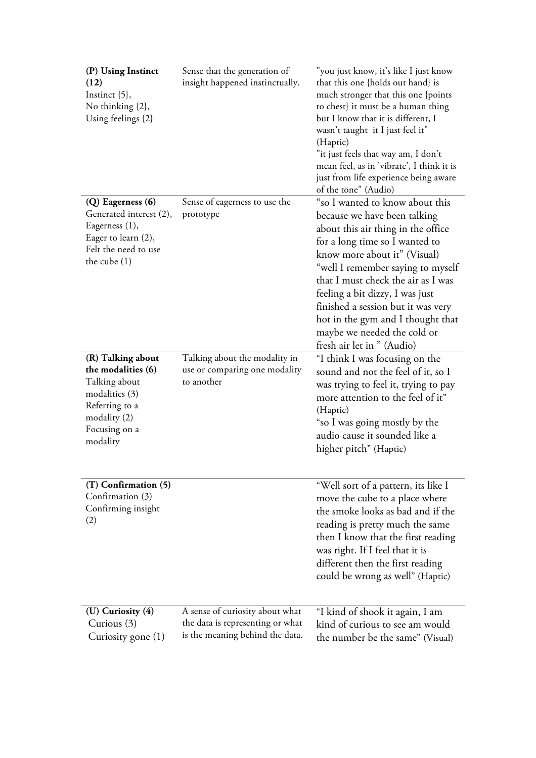| | | |
|---|---|---|
| **(P) Using Instinct (12)**<br>Instinct {5},<br>No thinking {2},<br>Using feelings {2} | Sense that the generation of insight happened instinctually. | "you just know, it's like I just know that this one {holds out hand} is much stronger that this one {points to chest} it must be a human thing but I know that it is different, I wasn't taught it I just feel it" (Haptic)<br>"it just feels that way am, I don't mean feel, as in 'vibrate', I think it is just from life experience being aware of the tone" (Audio) |
| **(Q) Eagerness (6)**<br>Generated interest (2),<br>Eagerness (1),<br>Eager to learn (2),<br>Felt the need to use the cube (1) | Sense of eagerness to use the prototype | "so I wanted to know about this because we have been talking about this air thing in the office for a long time so I wanted to know more about it" (Visual)<br>"well I remember saying to myself that I must check the air as I was feeling a bit dizzy, I was just finished a session but it was very hot in the gym and I thought that maybe we needed the cold or fresh air let in " (Audio) |
| **(R) Talking about the modalities (6)**<br>Talking about modalities (3)<br>Referring to a modality (2)<br>Focusing on a modality | Talking about the modality in use or comparing one modality to another | "I think I was focusing on the sound and not the feel of it, so I was trying to feel it, trying to pay more attention to the feel of it" (Haptic)<br>"so I was going mostly by the audio cause it sounded like a higher pitch" (Haptic) |
| **(T) Confirmation (5)**<br>Confirmation (3)<br>Confirming insight (2) | | "Well sort of a pattern, its like I move the cube to a place where the smoke looks as bad and if the reading is pretty much the same then I know that the first reading was right. If I feel that it is different then the first reading could be wrong as well" (Haptic) |
| **(U) Curiosity (4)**<br>Curious (3)<br>Curiosity gone (1) | A sense of curiosity about what the data is representing or what is the meaning behind the data. | "I kind of shook it again, I am kind of curious to see am would the number be the same" (Visual) |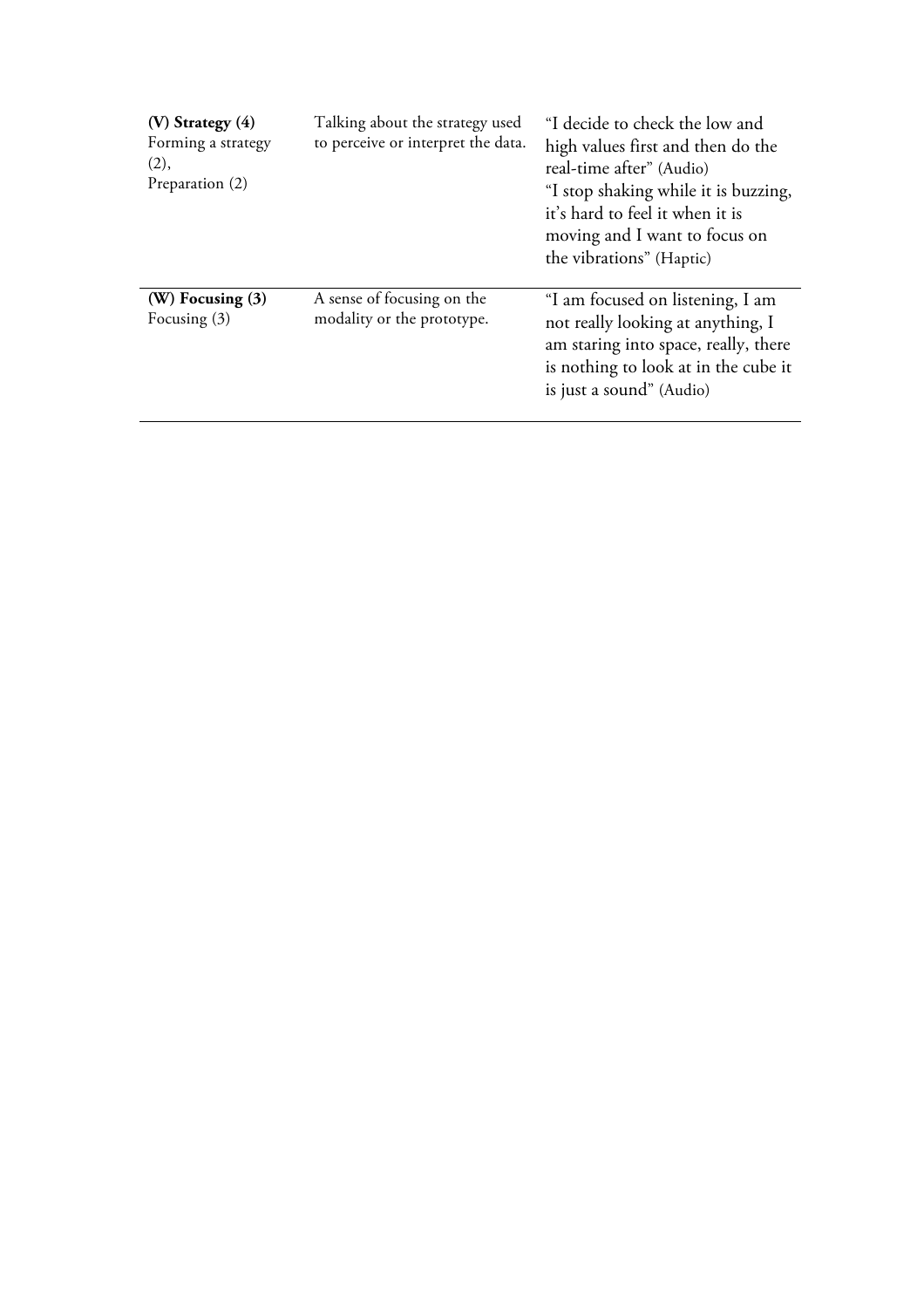| | | |
|---|---|---|
| **(V) Strategy (4)**<br>Forming a strategy (2),<br>Preparation (2) | Talking about the strategy used to perceive or interpret the data. | "I decide to check the low and high values first and then do the real-time after" (Audio)<br>"I stop shaking while it is buzzing, it's hard to feel it when it is moving and I want to focus on the vibrations" (Haptic) |
| **(W) Focusing (3)**<br>Focusing (3) | A sense of focusing on the modality or the prototype. | "I am focused on listening, I am not really looking at anything, I am staring into space, really, there is nothing to look at in the cube it is just a sound" (Audio) |